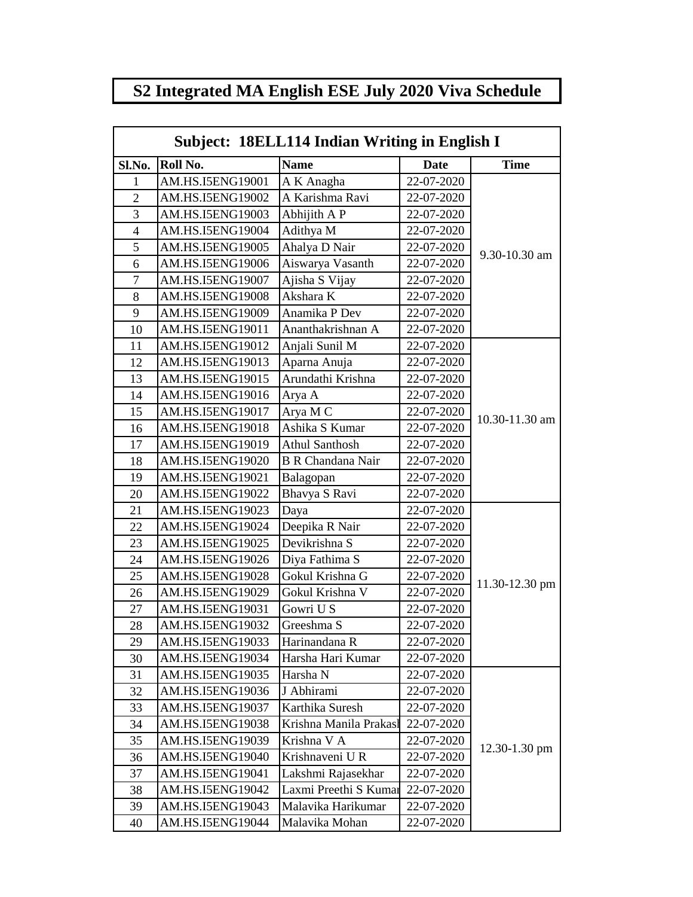# S2 Integrated MA English ESE July 2020 Viva Schedule

## Subject: 18ELL114 Indian Writing in English I

| Sl.No. | Roll No. | Name | Date | Time |
|---|---|---|---|---|
| 1 | AM.HS.I5ENG19001 | A K Anagha | 22-07-2020 | 9.30-10.30 am |
| 2 | AM.HS.I5ENG19002 | A Karishma Ravi | 22-07-2020 | |
| 3 | AM.HS.I5ENG19003 | Abhijith A P | 22-07-2020 | |
| 4 | AM.HS.I5ENG19004 | Adithya M | 22-07-2020 | |
| 5 | AM.HS.I5ENG19005 | Ahalya D Nair | 22-07-2020 | |
| 6 | AM.HS.I5ENG19006 | Aiswarya Vasanth | 22-07-2020 | |
| 7 | AM.HS.I5ENG19007 | Ajisha S Vijay | 22-07-2020 | |
| 8 | AM.HS.I5ENG19008 | Akshara K | 22-07-2020 | |
| 9 | AM.HS.I5ENG19009 | Anamika P Dev | 22-07-2020 | |
| 10 | AM.HS.I5ENG19011 | Ananthakrishnan A | 22-07-2020 | |
| 11 | AM.HS.I5ENG19012 | Anjali Sunil M | 22-07-2020 | 10.30-11.30 am |
| 12 | AM.HS.I5ENG19013 | Aparna Anuja | 22-07-2020 | |
| 13 | AM.HS.I5ENG19015 | Arundathi Krishna | 22-07-2020 | |
| 14 | AM.HS.I5ENG19016 | Arya A | 22-07-2020 | |
| 15 | AM.HS.I5ENG19017 | Arya M C | 22-07-2020 | |
| 16 | AM.HS.I5ENG19018 | Ashika S Kumar | 22-07-2020 | |
| 17 | AM.HS.I5ENG19019 | Athul Santhosh | 22-07-2020 | |
| 18 | AM.HS.I5ENG19020 | B R Chandana Nair | 22-07-2020 | |
| 19 | AM.HS.I5ENG19021 | Balagopan | 22-07-2020 | |
| 20 | AM.HS.I5ENG19022 | Bhavya S Ravi | 22-07-2020 | |
| 21 | AM.HS.I5ENG19023 | Daya | 22-07-2020 | 11.30-12.30 pm |
| 22 | AM.HS.I5ENG19024 | Deepika R Nair | 22-07-2020 | |
| 23 | AM.HS.I5ENG19025 | Devikrishna S | 22-07-2020 | |
| 24 | AM.HS.I5ENG19026 | Diya Fathima S | 22-07-2020 | |
| 25 | AM.HS.I5ENG19028 | Gokul Krishna G | 22-07-2020 | |
| 26 | AM.HS.I5ENG19029 | Gokul Krishna V | 22-07-2020 | |
| 27 | AM.HS.I5ENG19031 | Gowri U S | 22-07-2020 | |
| 28 | AM.HS.I5ENG19032 | Greeshma S | 22-07-2020 | |
| 29 | AM.HS.I5ENG19033 | Harinandana R | 22-07-2020 | |
| 30 | AM.HS.I5ENG19034 | Harsha Hari Kumar | 22-07-2020 | |
| 31 | AM.HS.I5ENG19035 | Harsha N | 22-07-2020 | 12.30-1.30 pm |
| 32 | AM.HS.I5ENG19036 | J Abhirami | 22-07-2020 | |
| 33 | AM.HS.I5ENG19037 | Karthika Suresh | 22-07-2020 | |
| 34 | AM.HS.I5ENG19038 | Krishna Manila Prakash | 22-07-2020 | |
| 35 | AM.HS.I5ENG19039 | Krishna V A | 22-07-2020 | |
| 36 | AM.HS.I5ENG19040 | Krishnaveni U R | 22-07-2020 | |
| 37 | AM.HS.I5ENG19041 | Lakshmi Rajasekhar | 22-07-2020 | |
| 38 | AM.HS.I5ENG19042 | Laxmi Preethi S Kumar | 22-07-2020 | |
| 39 | AM.HS.I5ENG19043 | Malavika Harikumar | 22-07-2020 | |
| 40 | AM.HS.I5ENG19044 | Malavika Mohan | 22-07-2020 | |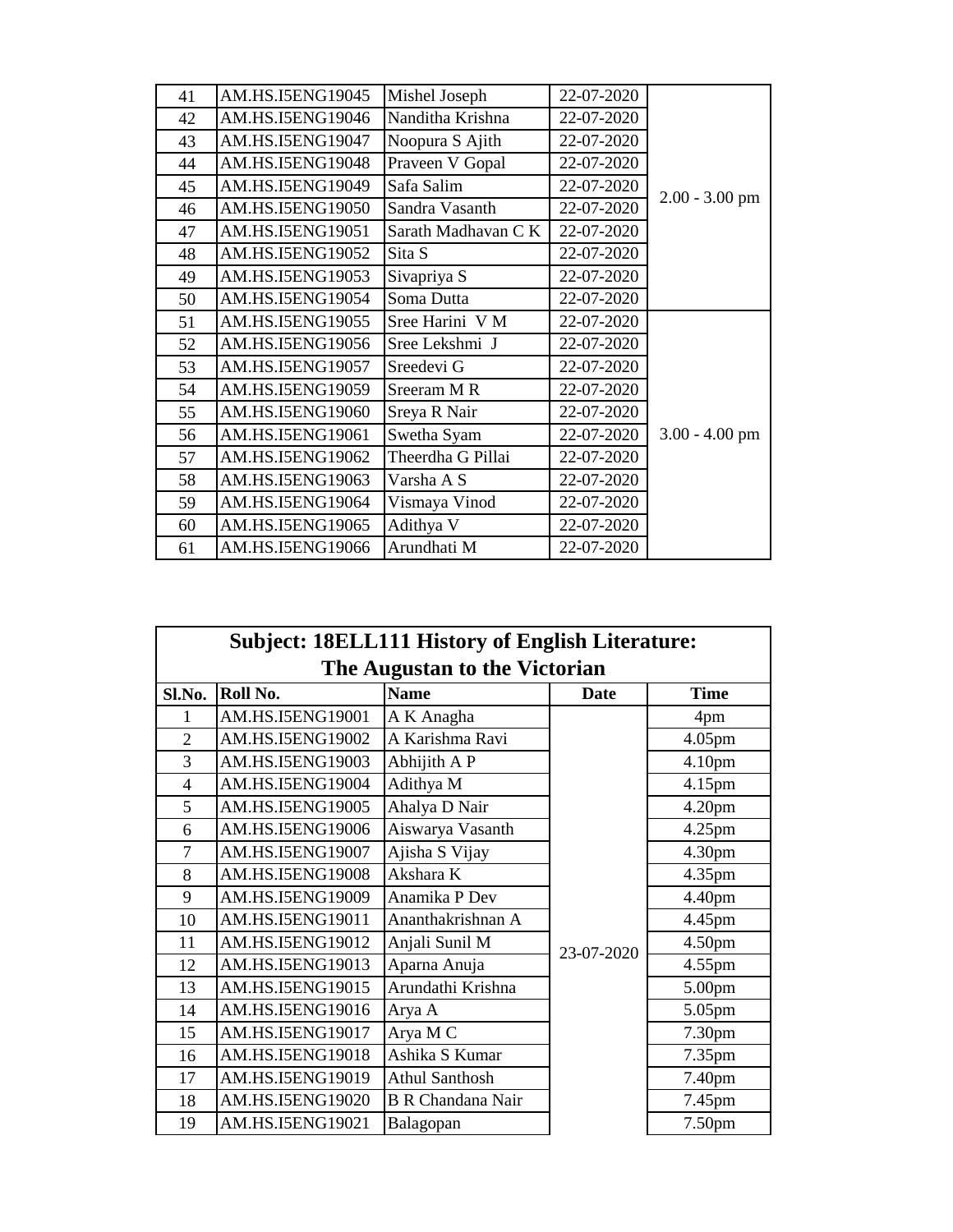| 41 | AM.HS.I5ENG19045 | Mishel Joseph | 22-07-2020 | 2.00 - 3.00 pm |
|---|---|---|---|---|
| 42 | AM.HS.I5ENG19046 | Nanditha Krishna | 22-07-2020 | |
| 43 | AM.HS.I5ENG19047 | Noopura S Ajith | 22-07-2020 | |
| 44 | AM.HS.I5ENG19048 | Praveen V Gopal | 22-07-2020 | |
| 45 | AM.HS.I5ENG19049 | Safa Salim | 22-07-2020 | |
| 46 | AM.HS.I5ENG19050 | Sandra Vasanth | 22-07-2020 | |
| 47 | AM.HS.I5ENG19051 | Sarath Madhavan C K | 22-07-2020 | |
| 48 | AM.HS.I5ENG19052 | Sita S | 22-07-2020 | |
| 49 | AM.HS.I5ENG19053 | Sivapriya S | 22-07-2020 | |
| 50 | AM.HS.I5ENG19054 | Soma Dutta | 22-07-2020 | |
| 51 | AM.HS.I5ENG19055 | Sree Harini V M | 22-07-2020 | 3.00 - 4.00 pm |
| 52 | AM.HS.I5ENG19056 | Sree Lekshmi J | 22-07-2020 | |
| 53 | AM.HS.I5ENG19057 | Sreedevi G | 22-07-2020 | |
| 54 | AM.HS.I5ENG19059 | Sreeram M R | 22-07-2020 | |
| 55 | AM.HS.I5ENG19060 | Sreya R Nair | 22-07-2020 | |
| 56 | AM.HS.I5ENG19061 | Swetha Syam | 22-07-2020 | |
| 57 | AM.HS.I5ENG19062 | Theerdha G Pillai | 22-07-2020 | |
| 58 | AM.HS.I5ENG19063 | Varsha A S | 22-07-2020 | |
| 59 | AM.HS.I5ENG19064 | Vismaya Vinod | 22-07-2020 | |
| 60 | AM.HS.I5ENG19065 | Adithya V | 22-07-2020 | |
| 61 | AM.HS.I5ENG19066 | Arundhati M | 22-07-2020 | |

**Subject: 18ELL111 History of English Literature: The Augustan to the Victorian**

| Sl.No. | Roll No. | Name | Date | Time |
|---|---|---|---|---|
| 1 | AM.HS.I5ENG19001 | A K Anagha | 23-07-2020 | 4pm |
| 2 | AM.HS.I5ENG19002 | A Karishma Ravi | | 4.05pm |
| 3 | AM.HS.I5ENG19003 | Abhijith A P | | 4.10pm |
| 4 | AM.HS.I5ENG19004 | Adithya M | | 4.15pm |
| 5 | AM.HS.I5ENG19005 | Ahalya D Nair | | 4.20pm |
| 6 | AM.HS.I5ENG19006 | Aiswarya Vasanth | | 4.25pm |
| 7 | AM.HS.I5ENG19007 | Ajisha S Vijay | | 4.30pm |
| 8 | AM.HS.I5ENG19008 | Akshara K | | 4.35pm |
| 9 | AM.HS.I5ENG19009 | Anamika P Dev | | 4.40pm |
| 10 | AM.HS.I5ENG19011 | Ananthakrishnan A | | 4.45pm |
| 11 | AM.HS.I5ENG19012 | Anjali Sunil M | | 4.50pm |
| 12 | AM.HS.I5ENG19013 | Aparna Anuja | | 4.55pm |
| 13 | AM.HS.I5ENG19015 | Arundathi Krishna | | 5.00pm |
| 14 | AM.HS.I5ENG19016 | Arya A | | 5.05pm |
| 15 | AM.HS.I5ENG19017 | Arya M C | | 7.30pm |
| 16 | AM.HS.I5ENG19018 | Ashika S Kumar | | 7.35pm |
| 17 | AM.HS.I5ENG19019 | Athul Santhosh | | 7.40pm |
| 18 | AM.HS.I5ENG19020 | B R Chandana Nair | | 7.45pm |
| 19 | AM.HS.I5ENG19021 | Balagopan | | 7.50pm |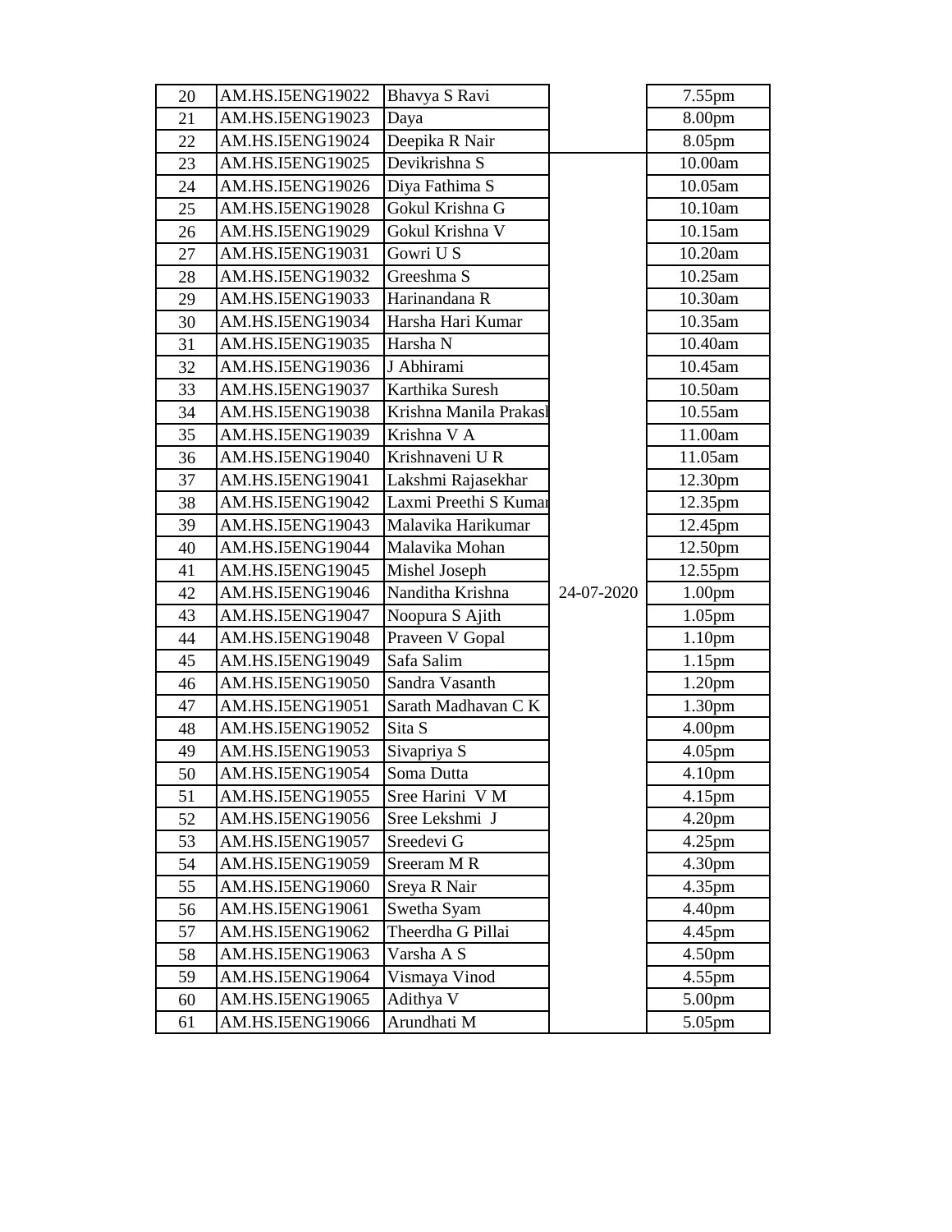| | | | | |
|---|---|---|---|---|
| 20 | AM.HS.I5ENG19022 | Bhavya S Ravi | | 7.55pm |
| 21 | AM.HS.I5ENG19023 | Daya | | 8.00pm |
| 22 | AM.HS.I5ENG19024 | Deepika R Nair | | 8.05pm |
| 23 | AM.HS.I5ENG19025 | Devikrishna S | | 10.00am |
| 24 | AM.HS.I5ENG19026 | Diya Fathima S | | 10.05am |
| 25 | AM.HS.I5ENG19028 | Gokul Krishna G | | 10.10am |
| 26 | AM.HS.I5ENG19029 | Gokul Krishna V | | 10.15am |
| 27 | AM.HS.I5ENG19031 | Gowri U S | | 10.20am |
| 28 | AM.HS.I5ENG19032 | Greeshma S | | 10.25am |
| 29 | AM.HS.I5ENG19033 | Harinandana R | | 10.30am |
| 30 | AM.HS.I5ENG19034 | Harsha Hari Kumar | | 10.35am |
| 31 | AM.HS.I5ENG19035 | Harsha N | | 10.40am |
| 32 | AM.HS.I5ENG19036 | J Abhirami | | 10.45am |
| 33 | AM.HS.I5ENG19037 | Karthika Suresh | | 10.50am |
| 34 | AM.HS.I5ENG19038 | Krishna Manila Prakash | | 10.55am |
| 35 | AM.HS.I5ENG19039 | Krishna V A | | 11.00am |
| 36 | AM.HS.I5ENG19040 | Krishnaveni U R | | 11.05am |
| 37 | AM.HS.I5ENG19041 | Lakshmi Rajasekhar | | 12.30pm |
| 38 | AM.HS.I5ENG19042 | Laxmi Preethi S Kumar | | 12.35pm |
| 39 | AM.HS.I5ENG19043 | Malavika Harikumar | | 12.45pm |
| 40 | AM.HS.I5ENG19044 | Malavika Mohan | | 12.50pm |
| 41 | AM.HS.I5ENG19045 | Mishel Joseph | | 12.55pm |
| 42 | AM.HS.I5ENG19046 | Nanditha Krishna | 24-07-2020 | 1.00pm |
| 43 | AM.HS.I5ENG19047 | Noopura S Ajith | | 1.05pm |
| 44 | AM.HS.I5ENG19048 | Praveen V Gopal | | 1.10pm |
| 45 | AM.HS.I5ENG19049 | Safa Salim | | 1.15pm |
| 46 | AM.HS.I5ENG19050 | Sandra Vasanth | | 1.20pm |
| 47 | AM.HS.I5ENG19051 | Sarath Madhavan C K | | 1.30pm |
| 48 | AM.HS.I5ENG19052 | Sita S | | 4.00pm |
| 49 | AM.HS.I5ENG19053 | Sivapriya S | | 4.05pm |
| 50 | AM.HS.I5ENG19054 | Soma Dutta | | 4.10pm |
| 51 | AM.HS.I5ENG19055 | Sree Harini V M | | 4.15pm |
| 52 | AM.HS.I5ENG19056 | Sree Lekshmi J | | 4.20pm |
| 53 | AM.HS.I5ENG19057 | Sreedevi G | | 4.25pm |
| 54 | AM.HS.I5ENG19059 | Sreeram M R | | 4.30pm |
| 55 | AM.HS.I5ENG19060 | Sreya R Nair | | 4.35pm |
| 56 | AM.HS.I5ENG19061 | Swetha Syam | | 4.40pm |
| 57 | AM.HS.I5ENG19062 | Theerdha G Pillai | | 4.45pm |
| 58 | AM.HS.I5ENG19063 | Varsha A S | | 4.50pm |
| 59 | AM.HS.I5ENG19064 | Vismaya Vinod | | 4.55pm |
| 60 | AM.HS.I5ENG19065 | Adithya V | | 5.00pm |
| 61 | AM.HS.I5ENG19066 | Arundhati M | | 5.05pm |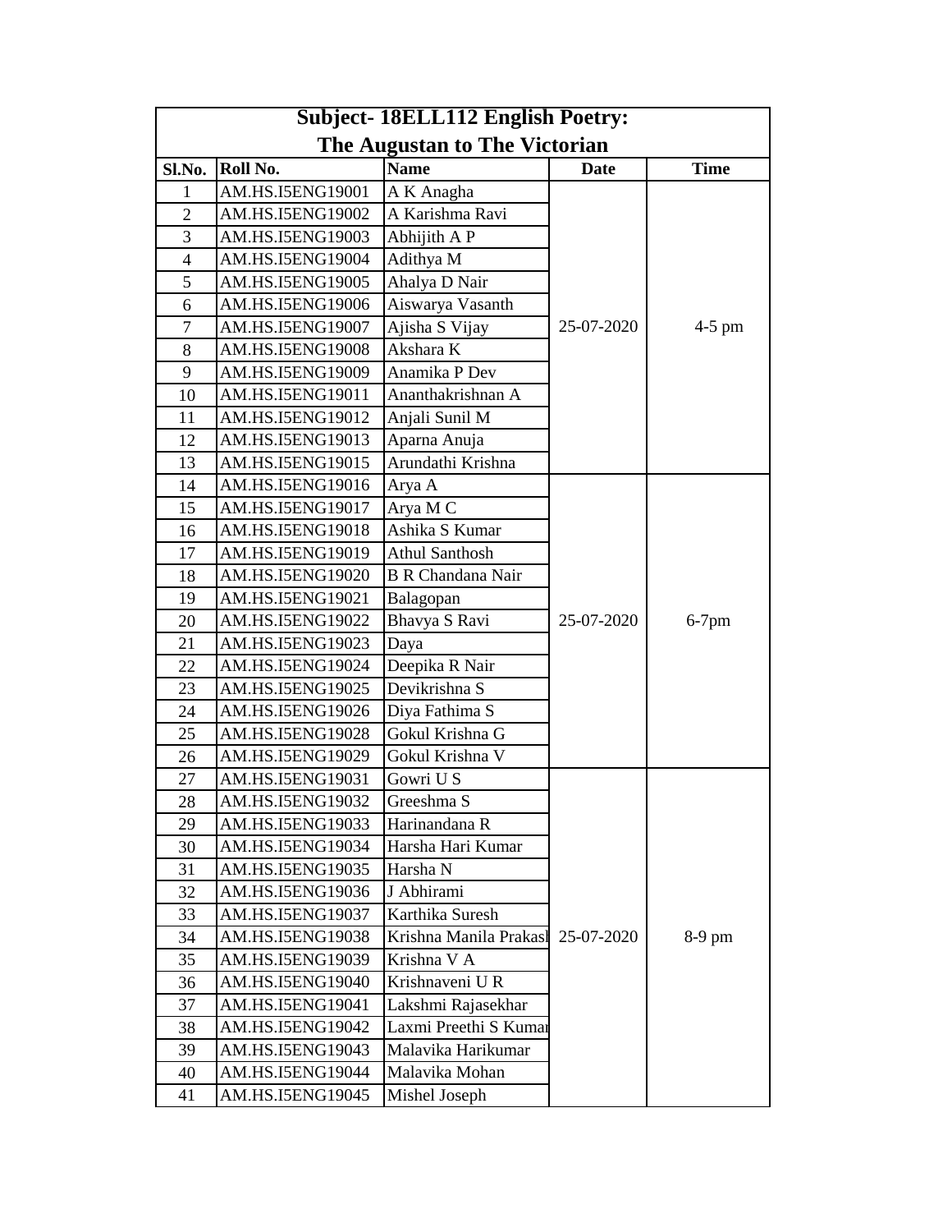**Subject- 18ELL112 English Poetry: The Augustan to The Victorian**

| Sl.No. | Roll No. | Name | Date | Time |
|---|---|---|---|---|
| 1 | AM.HS.I5ENG19001 | A K Anagha | 25-07-2020 | 4-5 pm |
| 2 | AM.HS.I5ENG19002 | A Karishma Ravi | | |
| 3 | AM.HS.I5ENG19003 | Abhijith A P | | |
| 4 | AM.HS.I5ENG19004 | Adithya M | | |
| 5 | AM.HS.I5ENG19005 | Ahalya D Nair | | |
| 6 | AM.HS.I5ENG19006 | Aiswarya Vasanth | | |
| 7 | AM.HS.I5ENG19007 | Ajisha S Vijay | | |
| 8 | AM.HS.I5ENG19008 | Akshara K | | |
| 9 | AM.HS.I5ENG19009 | Anamika P Dev | | |
| 10 | AM.HS.I5ENG19011 | Ananthakrishnan A | | |
| 11 | AM.HS.I5ENG19012 | Anjali Sunil M | | |
| 12 | AM.HS.I5ENG19013 | Aparna Anuja | | |
| 13 | AM.HS.I5ENG19015 | Arundathi Krishna | | |
| 14 | AM.HS.I5ENG19016 | Arya A | 25-07-2020 | 6-7pm |
| 15 | AM.HS.I5ENG19017 | Arya M C | | |
| 16 | AM.HS.I5ENG19018 | Ashika S Kumar | | |
| 17 | AM.HS.I5ENG19019 | Athul Santhosh | | |
| 18 | AM.HS.I5ENG19020 | B R Chandana Nair | | |
| 19 | AM.HS.I5ENG19021 | Balagopan | | |
| 20 | AM.HS.I5ENG19022 | Bhavya S Ravi | | |
| 21 | AM.HS.I5ENG19023 | Daya | | |
| 22 | AM.HS.I5ENG19024 | Deepika R Nair | | |
| 23 | AM.HS.I5ENG19025 | Devikrishna S | | |
| 24 | AM.HS.I5ENG19026 | Diya Fathima S | | |
| 25 | AM.HS.I5ENG19028 | Gokul Krishna G | | |
| 26 | AM.HS.I5ENG19029 | Gokul Krishna V | | |
| 27 | AM.HS.I5ENG19031 | Gowri U S | 25-07-2020 | 8-9 pm |
| 28 | AM.HS.I5ENG19032 | Greeshma S | | |
| 29 | AM.HS.I5ENG19033 | Harinandana R | | |
| 30 | AM.HS.I5ENG19034 | Harsha Hari Kumar | | |
| 31 | AM.HS.I5ENG19035 | Harsha N | | |
| 32 | AM.HS.I5ENG19036 | J Abhirami | | |
| 33 | AM.HS.I5ENG19037 | Karthika Suresh | | |
| 34 | AM.HS.I5ENG19038 | Krishna Manila Prakasl | | |
| 35 | AM.HS.I5ENG19039 | Krishna V A | | |
| 36 | AM.HS.I5ENG19040 | Krishnaveni U R | | |
| 37 | AM.HS.I5ENG19041 | Lakshmi Rajasekhar | | |
| 38 | AM.HS.I5ENG19042 | Laxmi Preethi S Kumar | | |
| 39 | AM.HS.I5ENG19043 | Malavika Harikumar | | |
| 40 | AM.HS.I5ENG19044 | Malavika Mohan | | |
| 41 | AM.HS.I5ENG19045 | Mishel Joseph | | |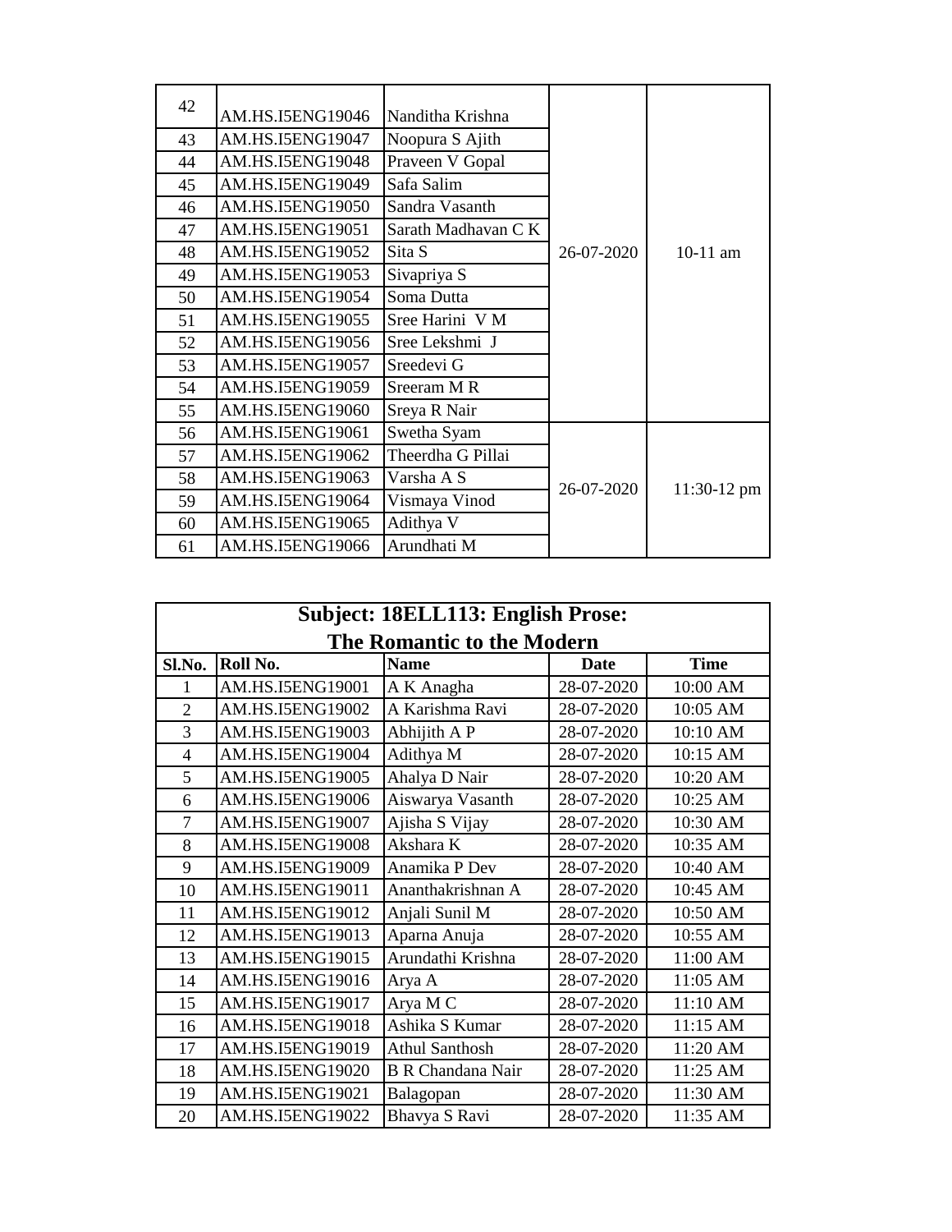| 42 | AM.HS.I5ENG19046 | Nanditha Krishna | 26-07-2020 | 10-11 am |
|---|---|---|---|---|
| 43 | AM.HS.I5ENG19047 | Noopura S Ajith | | |
| 44 | AM.HS.I5ENG19048 | Praveen V Gopal | | |
| 45 | AM.HS.I5ENG19049 | Safa Salim | | |
| 46 | AM.HS.I5ENG19050 | Sandra Vasanth | | |
| 47 | AM.HS.I5ENG19051 | Sarath Madhavan C K | | |
| 48 | AM.HS.I5ENG19052 | Sita S | | |
| 49 | AM.HS.I5ENG19053 | Sivapriya S | | |
| 50 | AM.HS.I5ENG19054 | Soma Dutta | | |
| 51 | AM.HS.I5ENG19055 | Sree Harini V M | | |
| 52 | AM.HS.I5ENG19056 | Sree Lekshmi J | | |
| 53 | AM.HS.I5ENG19057 | Sreedevi G | | |
| 54 | AM.HS.I5ENG19059 | Sreeram M R | | |
| 55 | AM.HS.I5ENG19060 | Sreya R Nair | | |
| 56 | AM.HS.I5ENG19061 | Swetha Syam | 26-07-2020 | 11:30-12 pm |
| 57 | AM.HS.I5ENG19062 | Theerdha G Pillai | | |
| 58 | AM.HS.I5ENG19063 | Varsha A S | | |
| 59 | AM.HS.I5ENG19064 | Vismaya Vinod | | |
| 60 | AM.HS.I5ENG19065 | Adithya V | | |
| 61 | AM.HS.I5ENG19066 | Arundhati M | | |

## Subject: 18ELL113: English Prose: The Romantic to the Modern

| Sl.No. | Roll No. | Name | Date | Time |
|---|---|---|---|---|
| 1 | AM.HS.I5ENG19001 | A K Anagha | 28-07-2020 | 10:00 AM |
| 2 | AM.HS.I5ENG19002 | A Karishma Ravi | 28-07-2020 | 10:05 AM |
| 3 | AM.HS.I5ENG19003 | Abhijith A P | 28-07-2020 | 10:10 AM |
| 4 | AM.HS.I5ENG19004 | Adithya M | 28-07-2020 | 10:15 AM |
| 5 | AM.HS.I5ENG19005 | Ahalya D Nair | 28-07-2020 | 10:20 AM |
| 6 | AM.HS.I5ENG19006 | Aiswarya Vasanth | 28-07-2020 | 10:25 AM |
| 7 | AM.HS.I5ENG19007 | Ajisha S Vijay | 28-07-2020 | 10:30 AM |
| 8 | AM.HS.I5ENG19008 | Akshara K | 28-07-2020 | 10:35 AM |
| 9 | AM.HS.I5ENG19009 | Anamika P Dev | 28-07-2020 | 10:40 AM |
| 10 | AM.HS.I5ENG19011 | Ananthakrishnan A | 28-07-2020 | 10:45 AM |
| 11 | AM.HS.I5ENG19012 | Anjali Sunil M | 28-07-2020 | 10:50 AM |
| 12 | AM.HS.I5ENG19013 | Aparna Anuja | 28-07-2020 | 10:55 AM |
| 13 | AM.HS.I5ENG19015 | Arundathi Krishna | 28-07-2020 | 11:00 AM |
| 14 | AM.HS.I5ENG19016 | Arya A | 28-07-2020 | 11:05 AM |
| 15 | AM.HS.I5ENG19017 | Arya M C | 28-07-2020 | 11:10 AM |
| 16 | AM.HS.I5ENG19018 | Ashika S Kumar | 28-07-2020 | 11:15 AM |
| 17 | AM.HS.I5ENG19019 | Athul Santhosh | 28-07-2020 | 11:20 AM |
| 18 | AM.HS.I5ENG19020 | B R Chandana Nair | 28-07-2020 | 11:25 AM |
| 19 | AM.HS.I5ENG19021 | Balagopan | 28-07-2020 | 11:30 AM |
| 20 | AM.HS.I5ENG19022 | Bhavya S Ravi | 28-07-2020 | 11:35 AM |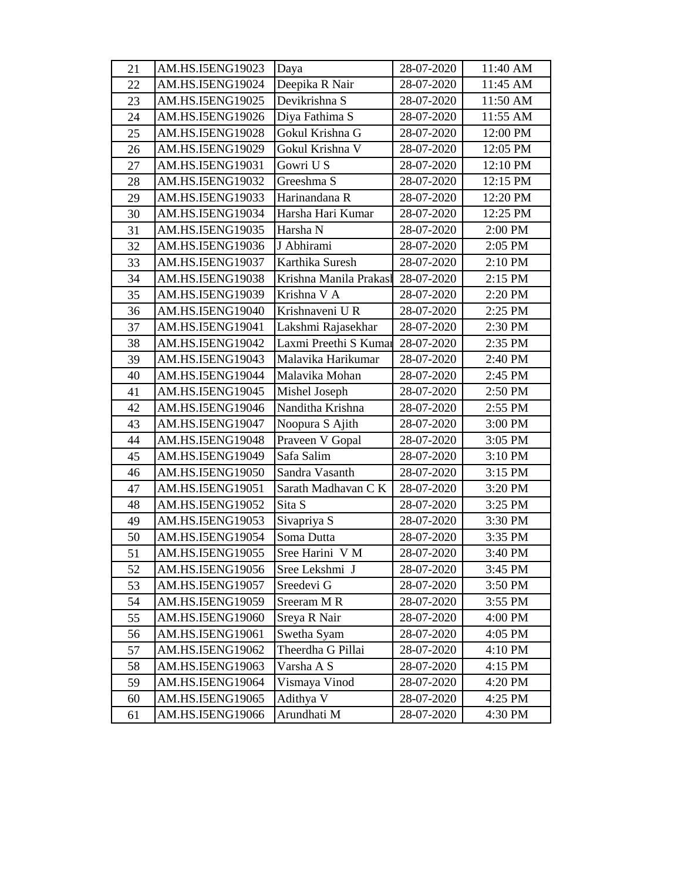| 21 | AM.HS.I5ENG19023 | Daya | 28-07-2020 | 11:40 AM |
|---|---|---|---|---|
| 22 | AM.HS.I5ENG19024 | Deepika R Nair | 28-07-2020 | 11:45 AM |
| 23 | AM.HS.I5ENG19025 | Devikrishna S | 28-07-2020 | 11:50 AM |
| 24 | AM.HS.I5ENG19026 | Diya Fathima S | 28-07-2020 | 11:55 AM |
| 25 | AM.HS.I5ENG19028 | Gokul Krishna G | 28-07-2020 | 12:00 PM |
| 26 | AM.HS.I5ENG19029 | Gokul Krishna V | 28-07-2020 | 12:05 PM |
| 27 | AM.HS.I5ENG19031 | Gowri U S | 28-07-2020 | 12:10 PM |
| 28 | AM.HS.I5ENG19032 | Greeshma S | 28-07-2020 | 12:15 PM |
| 29 | AM.HS.I5ENG19033 | Harinandana R | 28-07-2020 | 12:20 PM |
| 30 | AM.HS.I5ENG19034 | Harsha Hari Kumar | 28-07-2020 | 12:25 PM |
| 31 | AM.HS.I5ENG19035 | Harsha N | 28-07-2020 | 2:00 PM |
| 32 | AM.HS.I5ENG19036 | J Abhirami | 28-07-2020 | 2:05 PM |
| 33 | AM.HS.I5ENG19037 | Karthika Suresh | 28-07-2020 | 2:10 PM |
| 34 | AM.HS.I5ENG19038 | Krishna Manila Prakash | 28-07-2020 | 2:15 PM |
| 35 | AM.HS.I5ENG19039 | Krishna V A | 28-07-2020 | 2:20 PM |
| 36 | AM.HS.I5ENG19040 | Krishnaveni U R | 28-07-2020 | 2:25 PM |
| 37 | AM.HS.I5ENG19041 | Lakshmi Rajasekhar | 28-07-2020 | 2:30 PM |
| 38 | AM.HS.I5ENG19042 | Laxmi Preethi S Kumar | 28-07-2020 | 2:35 PM |
| 39 | AM.HS.I5ENG19043 | Malavika Harikumar | 28-07-2020 | 2:40 PM |
| 40 | AM.HS.I5ENG19044 | Malavika Mohan | 28-07-2020 | 2:45 PM |
| 41 | AM.HS.I5ENG19045 | Mishel Joseph | 28-07-2020 | 2:50 PM |
| 42 | AM.HS.I5ENG19046 | Nanditha Krishna | 28-07-2020 | 2:55 PM |
| 43 | AM.HS.I5ENG19047 | Noopura S Ajith | 28-07-2020 | 3:00 PM |
| 44 | AM.HS.I5ENG19048 | Praveen V Gopal | 28-07-2020 | 3:05 PM |
| 45 | AM.HS.I5ENG19049 | Safa Salim | 28-07-2020 | 3:10 PM |
| 46 | AM.HS.I5ENG19050 | Sandra Vasanth | 28-07-2020 | 3:15 PM |
| 47 | AM.HS.I5ENG19051 | Sarath Madhavan C K | 28-07-2020 | 3:20 PM |
| 48 | AM.HS.I5ENG19052 | Sita S | 28-07-2020 | 3:25 PM |
| 49 | AM.HS.I5ENG19053 | Sivapriya S | 28-07-2020 | 3:30 PM |
| 50 | AM.HS.I5ENG19054 | Soma Dutta | 28-07-2020 | 3:35 PM |
| 51 | AM.HS.I5ENG19055 | Sree Harini V M | 28-07-2020 | 3:40 PM |
| 52 | AM.HS.I5ENG19056 | Sree Lekshmi J | 28-07-2020 | 3:45 PM |
| 53 | AM.HS.I5ENG19057 | Sreedevi G | 28-07-2020 | 3:50 PM |
| 54 | AM.HS.I5ENG19059 | Sreeram M R | 28-07-2020 | 3:55 PM |
| 55 | AM.HS.I5ENG19060 | Sreya R Nair | 28-07-2020 | 4:00 PM |
| 56 | AM.HS.I5ENG19061 | Swetha Syam | 28-07-2020 | 4:05 PM |
| 57 | AM.HS.I5ENG19062 | Theerdha G Pillai | 28-07-2020 | 4:10 PM |
| 58 | AM.HS.I5ENG19063 | Varsha A S | 28-07-2020 | 4:15 PM |
| 59 | AM.HS.I5ENG19064 | Vismaya Vinod | 28-07-2020 | 4:20 PM |
| 60 | AM.HS.I5ENG19065 | Adithya V | 28-07-2020 | 4:25 PM |
| 61 | AM.HS.I5ENG19066 | Arundhati M | 28-07-2020 | 4:30 PM |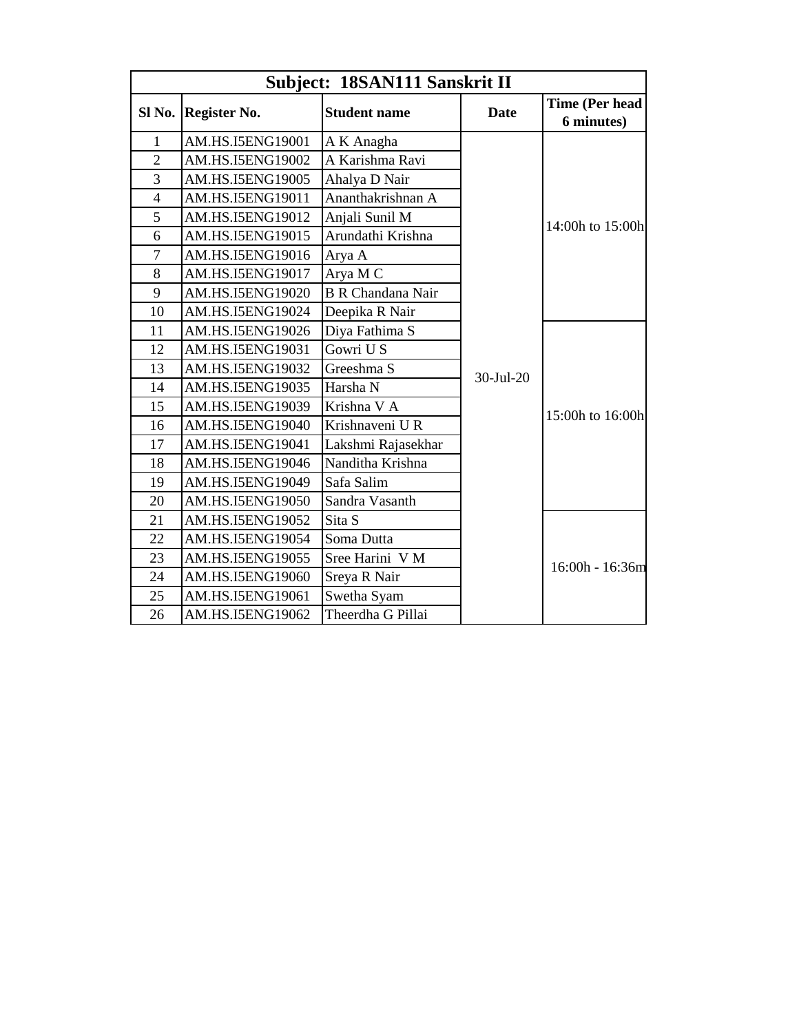| Subject: 18SAN111 Sanskrit II | | | | |
|---|---|---|---|---|
| **Sl No.** | **Register No.** | **Student name** | **Date** | **Time (Per head 6 minutes)** |
| 1 | AM.HS.I5ENG19001 | A K Anagha | 30-Jul-20 | 14:00h to 15:00h |
| 2 | AM.HS.I5ENG19002 | A Karishma Ravi | | |
| 3 | AM.HS.I5ENG19005 | Ahalya D Nair | | |
| 4 | AM.HS.I5ENG19011 | Ananthakrishnan A | | |
| 5 | AM.HS.I5ENG19012 | Anjali Sunil M | | |
| 6 | AM.HS.I5ENG19015 | Arundathi Krishna | | |
| 7 | AM.HS.I5ENG19016 | Arya A | | |
| 8 | AM.HS.I5ENG19017 | Arya M C | | |
| 9 | AM.HS.I5ENG19020 | B R Chandana Nair | | |
| 10 | AM.HS.I5ENG19024 | Deepika R Nair | | |
| 11 | AM.HS.I5ENG19026 | Diya Fathima S | | 15:00h to 16:00h |
| 12 | AM.HS.I5ENG19031 | Gowri U S | | |
| 13 | AM.HS.I5ENG19032 | Greeshma S | | |
| 14 | AM.HS.I5ENG19035 | Harsha N | | |
| 15 | AM.HS.I5ENG19039 | Krishna V A | | |
| 16 | AM.HS.I5ENG19040 | Krishnaveni U R | | |
| 17 | AM.HS.I5ENG19041 | Lakshmi Rajasekhar | | |
| 18 | AM.HS.I5ENG19046 | Nanditha Krishna | | |
| 19 | AM.HS.I5ENG19049 | Safa Salim | | |
| 20 | AM.HS.I5ENG19050 | Sandra Vasanth | | |
| 21 | AM.HS.I5ENG19052 | Sita S | | 16:00h - 16:36m |
| 22 | AM.HS.I5ENG19054 | Soma Dutta | | |
| 23 | AM.HS.I5ENG19055 | Sree Harini V M | | |
| 24 | AM.HS.I5ENG19060 | Sreya R Nair | | |
| 25 | AM.HS.I5ENG19061 | Swetha Syam | | |
| 26 | AM.HS.I5ENG19062 | Theerdha G Pillai | | |